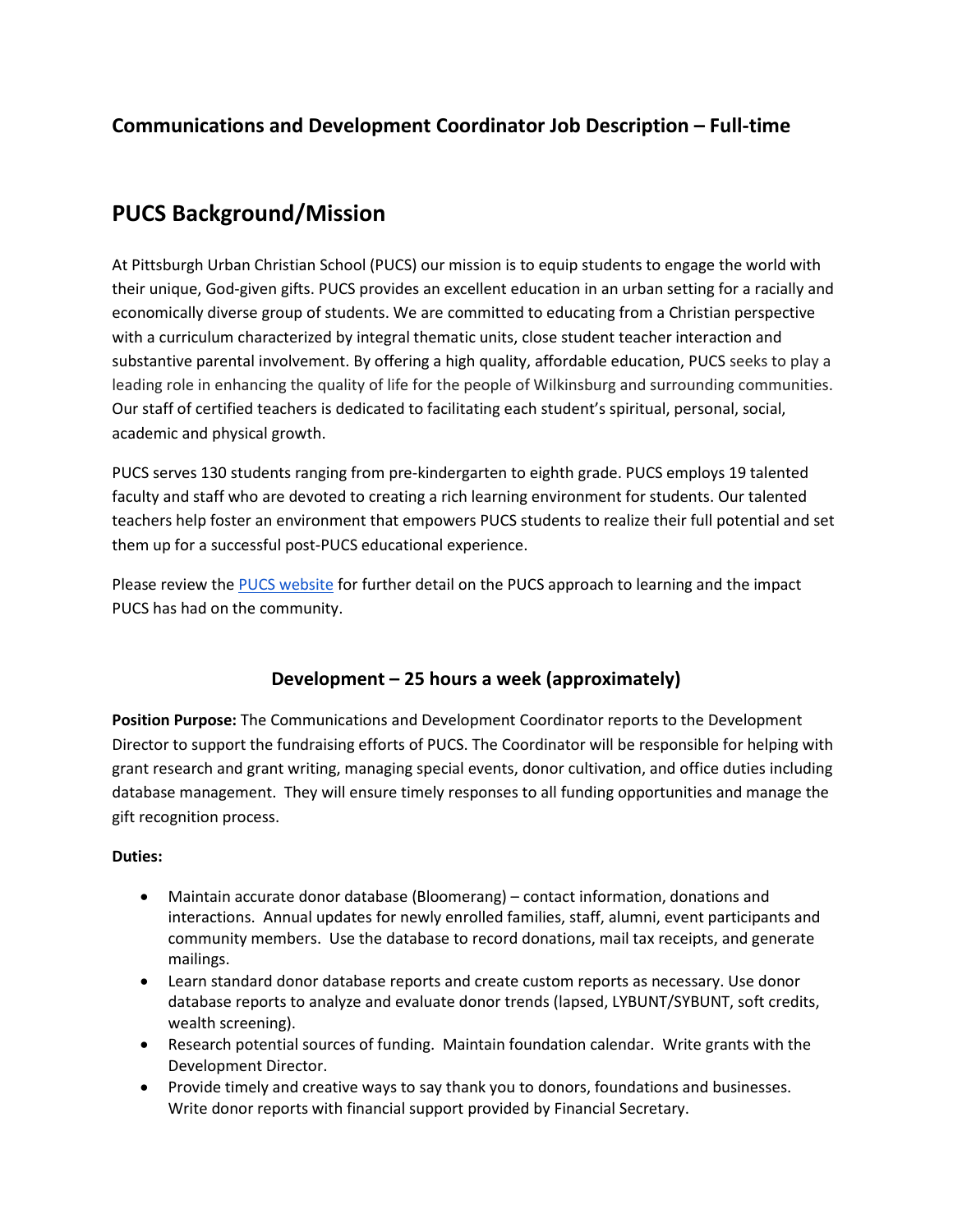## Communications and Development Coordinator Job Description – Full-time

# PUCS Background/Mission

At Pittsburgh Urban Christian School (PUCS) our mission is to equip students to engage the world with their unique, God-given gifts. PUCS provides an excellent education in an urban setting for a racially and economically diverse group of students. We are committed to educating from a Christian perspective with a curriculum characterized by integral thematic units, close student teacher interaction and substantive parental involvement. By offering a high quality, affordable education, PUCS seeks to play a leading role in enhancing the quality of life for the people of Wilkinsburg and surrounding communities. Our staff of certified teachers is dedicated to facilitating each student's spiritual, personal, social, academic and physical growth.

PUCS serves 130 students ranging from pre-kindergarten to eighth grade. PUCS employs 19 talented faculty and staff who are devoted to creating a rich learning environment for students. Our talented teachers help foster an environment that empowers PUCS students to realize their full potential and set them up for a successful post-PUCS educational experience.

Please review the PUCS website for further detail on the PUCS approach to learning and the impact PUCS has had on the community.

### Development – 25 hours a week (approximately)

**Position Purpose:** The Communications and Development Coordinator reports to the Development Director to support the fundraising efforts of PUCS. The Coordinator will be responsible for helping with grant research and grant writing, managing special events, donor cultivation, and office duties including database management. They will ensure timely responses to all funding opportunities and manage the gift recognition process.

**Duties:**

- Maintain accurate donor database (Bloomerang) – contact information, donations and interactions. Annual updates for newly enrolled families, staff, alumni, event participants and community members. Use the database to record donations, mail tax receipts, and generate mailings.
- Learn standard donor database reports and create custom reports as necessary. Use donor database reports to analyze and evaluate donor trends (lapsed, LYBUNT/SYBUNT, soft credits, wealth screening).
- Research potential sources of funding. Maintain foundation calendar. Write grants with the Development Director.
- Provide timely and creative ways to say thank you to donors, foundations and businesses. Write donor reports with financial support provided by Financial Secretary.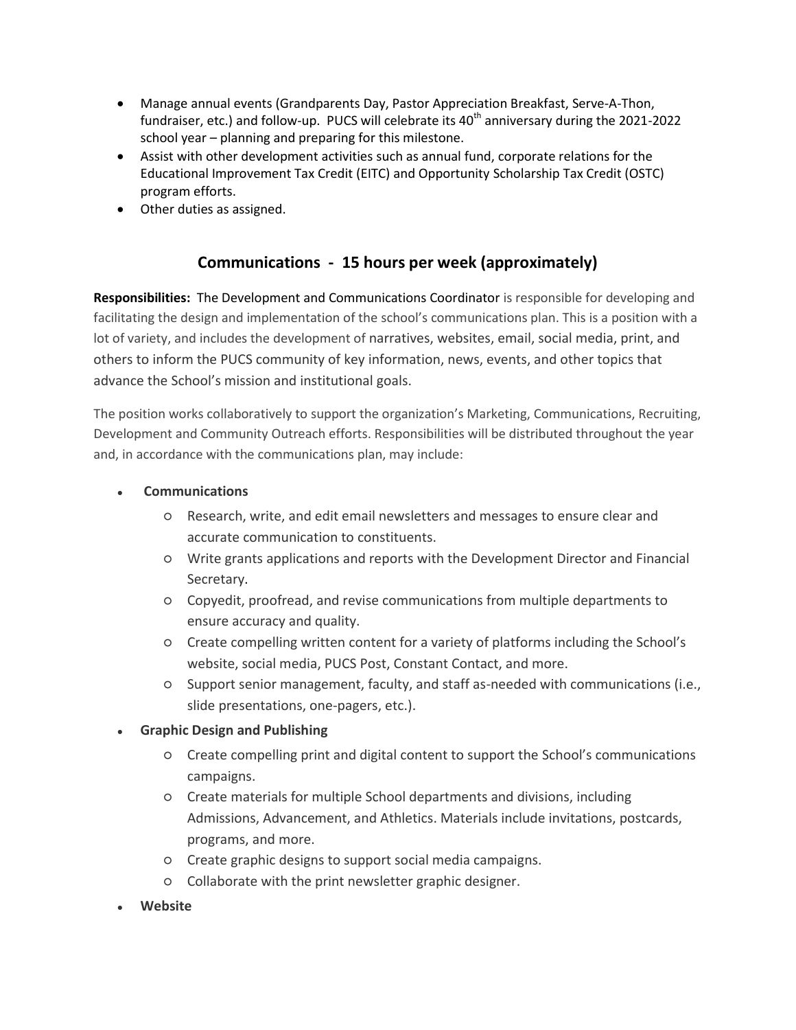- Manage annual events (Grandparents Day, Pastor Appreciation Breakfast, Serve-A-Thon, fundraiser, etc.) and follow-up. PUCS will celebrate its 40th anniversary during the 2021-2022 school year – planning and preparing for this milestone.
- Assist with other development activities such as annual fund, corporate relations for the Educational Improvement Tax Credit (EITC) and Opportunity Scholarship Tax Credit (OSTC) program efforts.
- Other duties as assigned.

## Communications - 15 hours per week (approximately)

**Responsibilities:** The Development and Communications Coordinator is responsible for developing and facilitating the design and implementation of the school's communications plan. This is a position with a lot of variety, and includes the development of narratives, websites, email, social media, print, and others to inform the PUCS community of key information, news, events, and other topics that advance the School's mission and institutional goals.

The position works collaboratively to support the organization's Marketing, Communications, Recruiting, Development and Community Outreach efforts. Responsibilities will be distributed throughout the year and, in accordance with the communications plan, may include:

- **Communications**
  - Research, write, and edit email newsletters and messages to ensure clear and accurate communication to constituents.
  - Write grants applications and reports with the Development Director and Financial Secretary.
  - Copyedit, proofread, and revise communications from multiple departments to ensure accuracy and quality.
  - Create compelling written content for a variety of platforms including the School's website, social media, PUCS Post, Constant Contact, and more.
  - Support senior management, faculty, and staff as-needed with communications (i.e., slide presentations, one-pagers, etc.).
- **Graphic Design and Publishing**
  - Create compelling print and digital content to support the School's communications campaigns.
  - Create materials for multiple School departments and divisions, including Admissions, Advancement, and Athletics. Materials include invitations, postcards, programs, and more.
  - Create graphic designs to support social media campaigns.
  - Collaborate with the print newsletter graphic designer.
- **Website**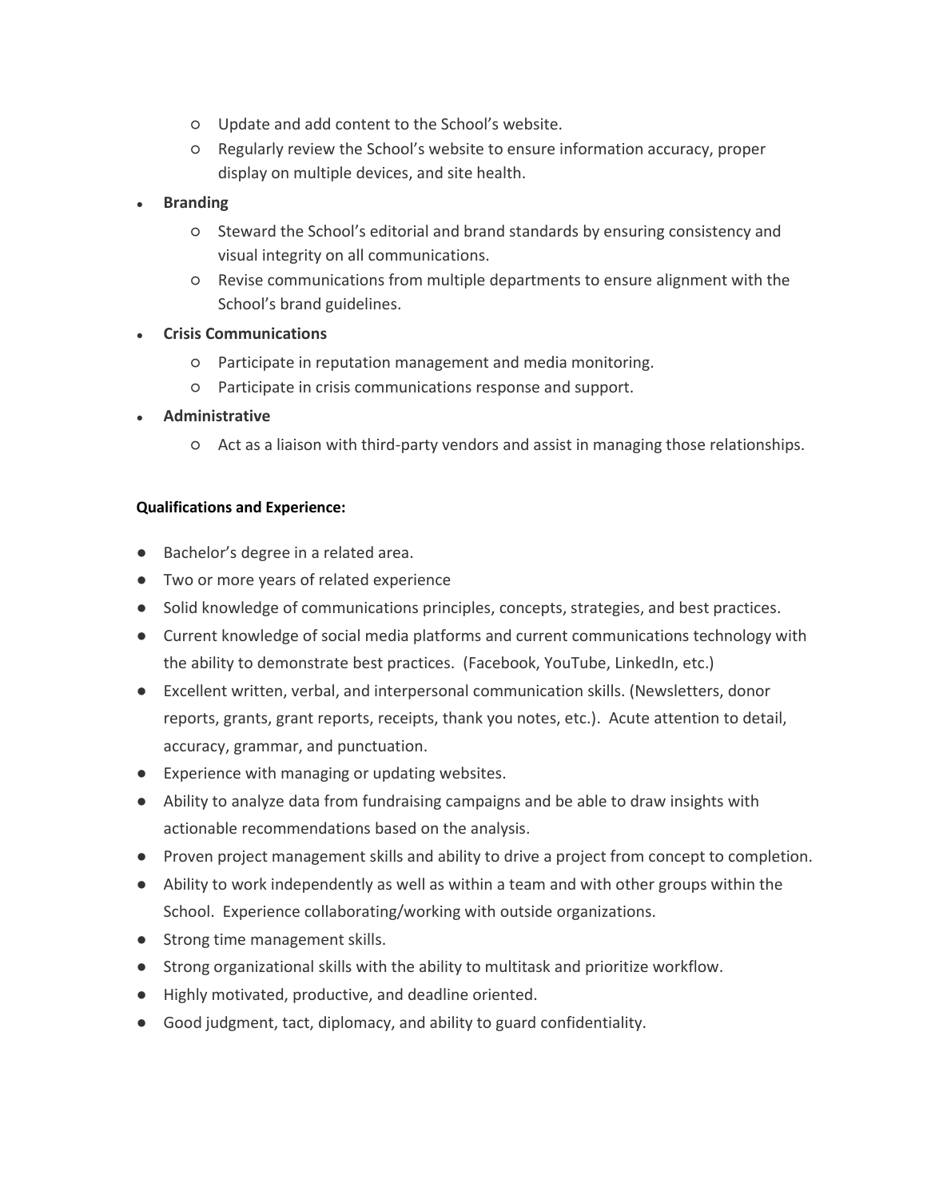- Update and add content to the School's website.
    - Regularly review the School's website to ensure information accuracy, proper display on multiple devices, and site health.
- **Branding**
    - Steward the School's editorial and brand standards by ensuring consistency and visual integrity on all communications.
    - Revise communications from multiple departments to ensure alignment with the School's brand guidelines.
- **Crisis Communications**
    - Participate in reputation management and media monitoring.
    - Participate in crisis communications response and support.
- **Administrative**
    - Act as a liaison with third-party vendors and assist in managing those relationships.

**Qualifications and Experience:**

- Bachelor's degree in a related area.
- Two or more years of related experience
- Solid knowledge of communications principles, concepts, strategies, and best practices.
- Current knowledge of social media platforms and current communications technology with the ability to demonstrate best practices. (Facebook, YouTube, LinkedIn, etc.)
- Excellent written, verbal, and interpersonal communication skills. (Newsletters, donor reports, grants, grant reports, receipts, thank you notes, etc.). Acute attention to detail, accuracy, grammar, and punctuation.
- Experience with managing or updating websites.
- Ability to analyze data from fundraising campaigns and be able to draw insights with actionable recommendations based on the analysis.
- Proven project management skills and ability to drive a project from concept to completion.
- Ability to work independently as well as within a team and with other groups within the School. Experience collaborating/working with outside organizations.
- Strong time management skills.
- Strong organizational skills with the ability to multitask and prioritize workflow.
- Highly motivated, productive, and deadline oriented.
- Good judgment, tact, diplomacy, and ability to guard confidentiality.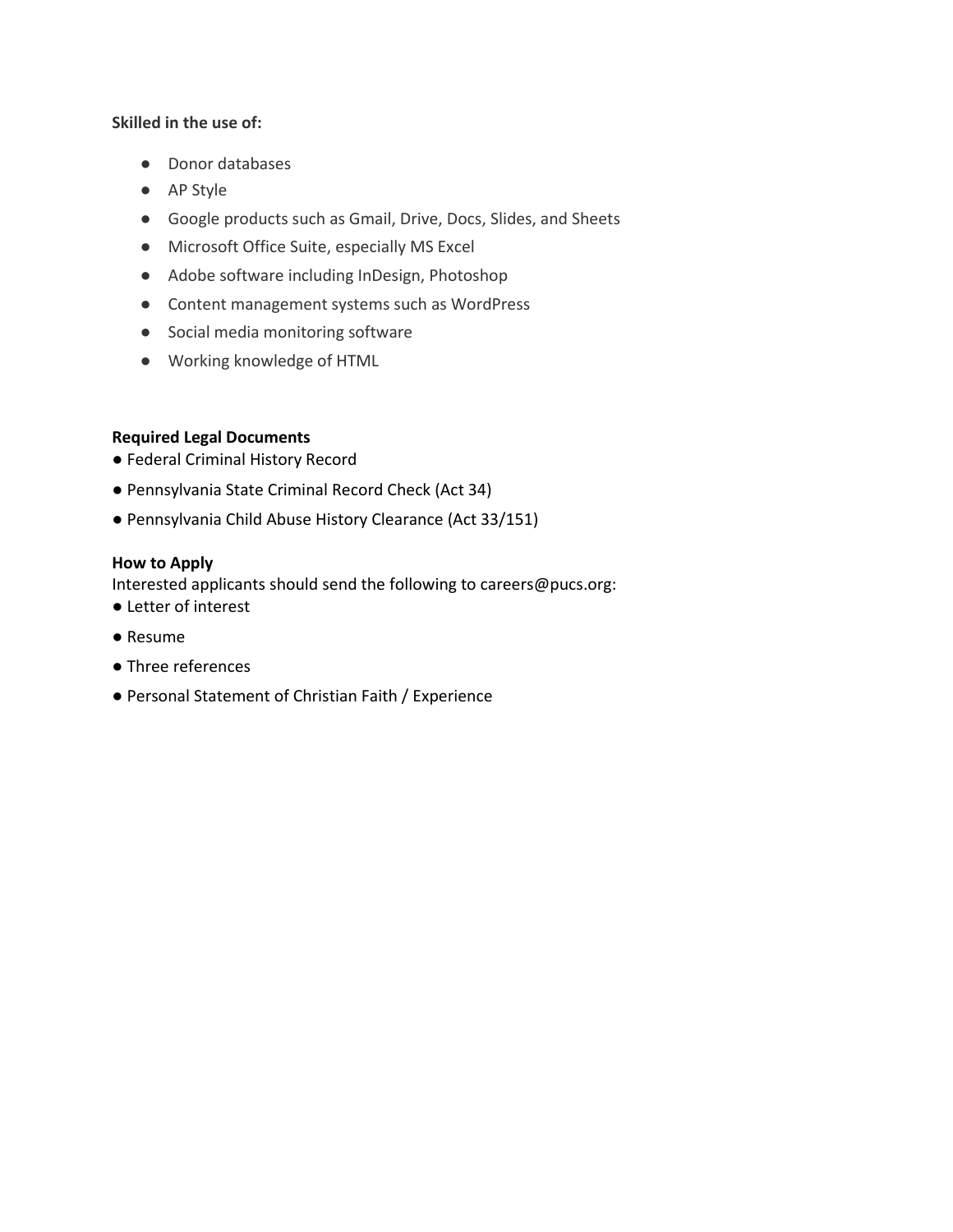**Skilled in the use of:**

- Donor databases
- AP Style
- Google products such as Gmail, Drive, Docs, Slides, and Sheets
- Microsoft Office Suite, especially MS Excel
- Adobe software including InDesign, Photoshop
- Content management systems such as WordPress
- Social media monitoring software
- Working knowledge of HTML

**Required Legal Documents**

- Federal Criminal History Record
- Pennsylvania State Criminal Record Check (Act 34)
- Pennsylvania Child Abuse History Clearance (Act 33/151)

**How to Apply**

Interested applicants should send the following to careers@pucs.org:

- Letter of interest
- Resume
- Three references
- Personal Statement of Christian Faith / Experience